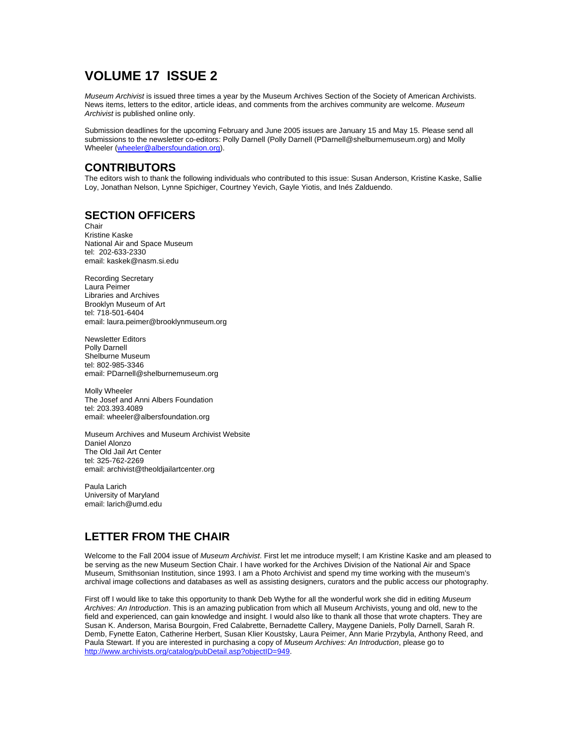# VOLUME 17 ISSUE 2

*Museum Archivist* is issued three times a year by the Museum Archives Section of the Society of American Archivists. News items, letters to the editor, article ideas, and comments from the archives community are welcome. *Museum Archivist* is published online only.

Submission deadlines for the upcoming February and June 2005 issues are January 15 and May 15. Please send all submissions to the newsletter co-editors: Polly Darnell (Polly Darnell (PDarnell@shelburnemuseum.org) and Molly Wheeler (wheeler@albersfoundation.org).

## CONTRIBUTORS

The editors wish to thank the following individuals who contributed to this issue: Susan Anderson, Kristine Kaske, Sallie Loy, Jonathan Nelson, Lynne Spichiger, Courtney Yevich, Gayle Yiotis, and Inés Zalduendo.

## SECTION OFFICERS

Chair
Kristine Kaske
National Air and Space Museum
tel: 202-633-2330
email: kaskek@nasm.si.edu

Recording Secretary
Laura Peimer
Libraries and Archives
Brooklyn Museum of Art
tel: 718-501-6404
email: laura.peimer@brooklynmuseum.org

Newsletter Editors
Polly Darnell
Shelburne Museum
tel: 802-985-3346
email: PDarnell@shelburnemuseum.org

Molly Wheeler
The Josef and Anni Albers Foundation
tel: 203.393.4089
email: wheeler@albersfoundation.org

Museum Archives and Museum Archivist Website
Daniel Alonzo
The Old Jail Art Center
tel: 325-762-2269
email: archivist@theoldjailartcenter.org

Paula Larich
University of Maryland
email: larich@umd.edu

## LETTER FROM THE CHAIR

Welcome to the Fall 2004 issue of *Museum Archivist*. First let me introduce myself; I am Kristine Kaske and am pleased to be serving as the new Museum Section Chair. I have worked for the Archives Division of the National Air and Space Museum, Smithsonian Institution, since 1993. I am a Photo Archivist and spend my time working with the museum's archival image collections and databases as well as assisting designers, curators and the public access our photography.

First off I would like to take this opportunity to thank Deb Wythe for all the wonderful work she did in editing *Museum Archives: An Introduction*. This is an amazing publication from which all Museum Archivists, young and old, new to the field and experienced, can gain knowledge and insight. I would also like to thank all those that wrote chapters. They are Susan K. Anderson, Marisa Bourgoin, Fred Calabrette, Bernadette Callery, Maygene Daniels, Polly Darnell, Sarah R. Demb, Fynette Eaton, Catherine Herbert, Susan Klier Koustsky, Laura Peimer, Ann Marie Przybyla, Anthony Reed, and Paula Stewart. If you are interested in purchasing a copy of *Museum Archives: An Introduction*, please go to http://www.archivists.org/catalog/pubDetail.asp?objectID=949.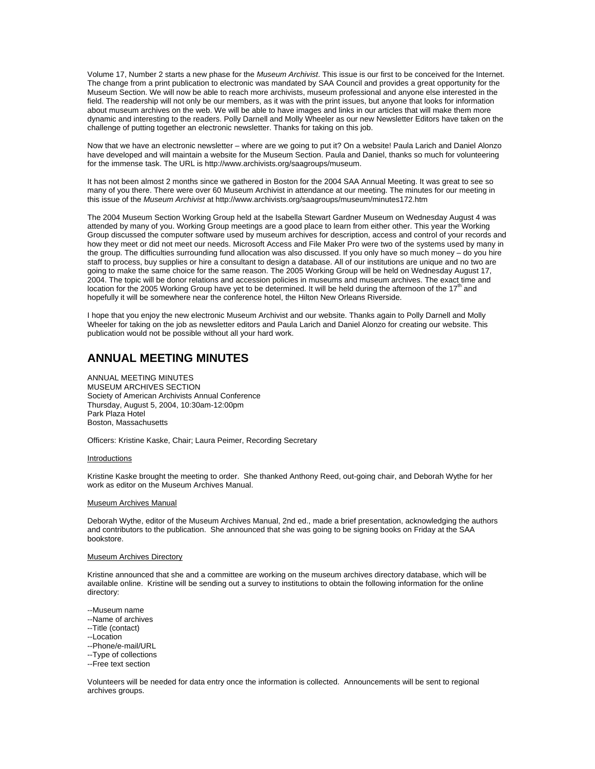Volume 17, Number 2 starts a new phase for the *Museum Archivist*. This issue is our first to be conceived for the Internet. The change from a print publication to electronic was mandated by SAA Council and provides a great opportunity for the Museum Section. We will now be able to reach more archivists, museum professional and anyone else interested in the field. The readership will not only be our members, as it was with the print issues, but anyone that looks for information about museum archives on the web. We will be able to have images and links in our articles that will make them more dynamic and interesting to the readers. Polly Darnell and Molly Wheeler as our new Newsletter Editors have taken on the challenge of putting together an electronic newsletter. Thanks for taking on this job.

Now that we have an electronic newsletter – where are we going to put it? On a website! Paula Larich and Daniel Alonzo have developed and will maintain a website for the Museum Section. Paula and Daniel, thanks so much for volunteering for the immense task. The URL is http://www.archivists.org/saagroups/museum.

It has not been almost 2 months since we gathered in Boston for the 2004 SAA Annual Meeting. It was great to see so many of you there. There were over 60 Museum Archivist in attendance at our meeting. The minutes for our meeting in this issue of the *Museum Archivist* at http://www.archivists.org/saagroups/museum/minutes172.htm

The 2004 Museum Section Working Group held at the Isabella Stewart Gardner Museum on Wednesday August 4 was attended by many of you. Working Group meetings are a good place to learn from either other. This year the Working Group discussed the computer software used by museum archives for description, access and control of your records and how they meet or did not meet our needs. Microsoft Access and File Maker Pro were two of the systems used by many in the group. The difficulties surrounding fund allocation was also discussed. If you only have so much money – do you hire staff to process, buy supplies or hire a consultant to design a database. All of our institutions are unique and no two are going to make the same choice for the same reason. The 2005 Working Group will be held on Wednesday August 17, 2004. The topic will be donor relations and accession policies in museums and museum archives. The exact time and location for the 2005 Working Group have yet to be determined. It will be held during the afternoon of the 17th and hopefully it will be somewhere near the conference hotel, the Hilton New Orleans Riverside.

I hope that you enjoy the new electronic Museum Archivist and our website. Thanks again to Polly Darnell and Molly Wheeler for taking on the job as newsletter editors and Paula Larich and Daniel Alonzo for creating our website. This publication would not be possible without all your hard work.

## ANNUAL MEETING MINUTES

ANNUAL MEETING MINUTES
MUSEUM ARCHIVES SECTION
Society of American Archivists Annual Conference
Thursday, August 5, 2004, 10:30am-12:00pm
Park Plaza Hotel
Boston, Massachusetts

Officers: Kristine Kaske, Chair; Laura Peimer, Recording Secretary

Introductions

Kristine Kaske brought the meeting to order. She thanked Anthony Reed, out-going chair, and Deborah Wythe for her work as editor on the Museum Archives Manual.

Museum Archives Manual

Deborah Wythe, editor of the Museum Archives Manual, 2nd ed., made a brief presentation, acknowledging the authors and contributors to the publication. She announced that she was going to be signing books on Friday at the SAA bookstore.

Museum Archives Directory

Kristine announced that she and a committee are working on the museum archives directory database, which will be available online. Kristine will be sending out a survey to institutions to obtain the following information for the online directory:

--Museum name
--Name of archives
--Title (contact)
--Location
--Phone/e-mail/URL
--Type of collections
--Free text section

Volunteers will be needed for data entry once the information is collected. Announcements will be sent to regional archives groups.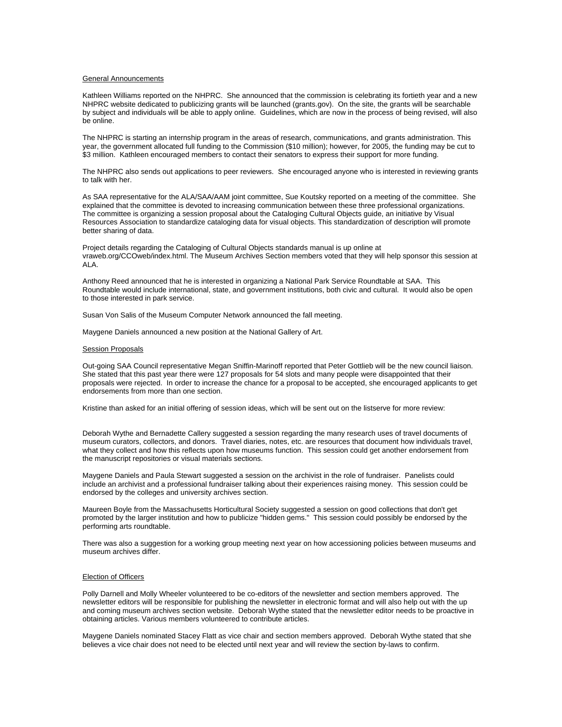## General Announcements

Kathleen Williams reported on the NHPRC. She announced that the commission is celebrating its fortieth year and a new NHPRC website dedicated to publicizing grants will be launched (grants.gov). On the site, the grants will be searchable by subject and individuals will be able to apply online. Guidelines, which are now in the process of being revised, will also be online.

The NHPRC is starting an internship program in the areas of research, communications, and grants administration. This year, the government allocated full funding to the Commission ($10 million); however, for 2005, the funding may be cut to $3 million. Kathleen encouraged members to contact their senators to express their support for more funding.

The NHPRC also sends out applications to peer reviewers. She encouraged anyone who is interested in reviewing grants to talk with her.

As SAA representative for the ALA/SAA/AAM joint committee, Sue Koutsky reported on a meeting of the committee. She explained that the committee is devoted to increasing communication between these three professional organizations. The committee is organizing a session proposal about the Cataloging Cultural Objects guide, an initiative by Visual Resources Association to standardize cataloging data for visual objects. This standardization of description will promote better sharing of data.

Project details regarding the Cataloging of Cultural Objects standards manual is up online at vraweb.org/CCOweb/index.html. The Museum Archives Section members voted that they will help sponsor this session at ALA.

Anthony Reed announced that he is interested in organizing a National Park Service Roundtable at SAA. This Roundtable would include international, state, and government institutions, both civic and cultural. It would also be open to those interested in park service.

Susan Von Salis of the Museum Computer Network announced the fall meeting.

Maygene Daniels announced a new position at the National Gallery of Art.

## Session Proposals

Out-going SAA Council representative Megan Sniffin-Marinoff reported that Peter Gottlieb will be the new council liaison. She stated that this past year there were 127 proposals for 54 slots and many people were disappointed that their proposals were rejected. In order to increase the chance for a proposal to be accepted, she encouraged applicants to get endorsements from more than one section.

Kristine than asked for an initial offering of session ideas, which will be sent out on the listserve for more review:

Deborah Wythe and Bernadette Callery suggested a session regarding the many research uses of travel documents of museum curators, collectors, and donors. Travel diaries, notes, etc. are resources that document how individuals travel, what they collect and how this reflects upon how museums function. This session could get another endorsement from the manuscript repositories or visual materials sections.

Maygene Daniels and Paula Stewart suggested a session on the archivist in the role of fundraiser. Panelists could include an archivist and a professional fundraiser talking about their experiences raising money. This session could be endorsed by the colleges and university archives section.

Maureen Boyle from the Massachusetts Horticultural Society suggested a session on good collections that don't get promoted by the larger institution and how to publicize "hidden gems." This session could possibly be endorsed by the performing arts roundtable.

There was also a suggestion for a working group meeting next year on how accessioning policies between museums and museum archives differ.

## Election of Officers

Polly Darnell and Molly Wheeler volunteered to be co-editors of the newsletter and section members approved. The newsletter editors will be responsible for publishing the newsletter in electronic format and will also help out with the up and coming museum archives section website. Deborah Wythe stated that the newsletter editor needs to be proactive in obtaining articles. Various members volunteered to contribute articles.

Maygene Daniels nominated Stacey Flatt as vice chair and section members approved. Deborah Wythe stated that she believes a vice chair does not need to be elected until next year and will review the section by-laws to confirm.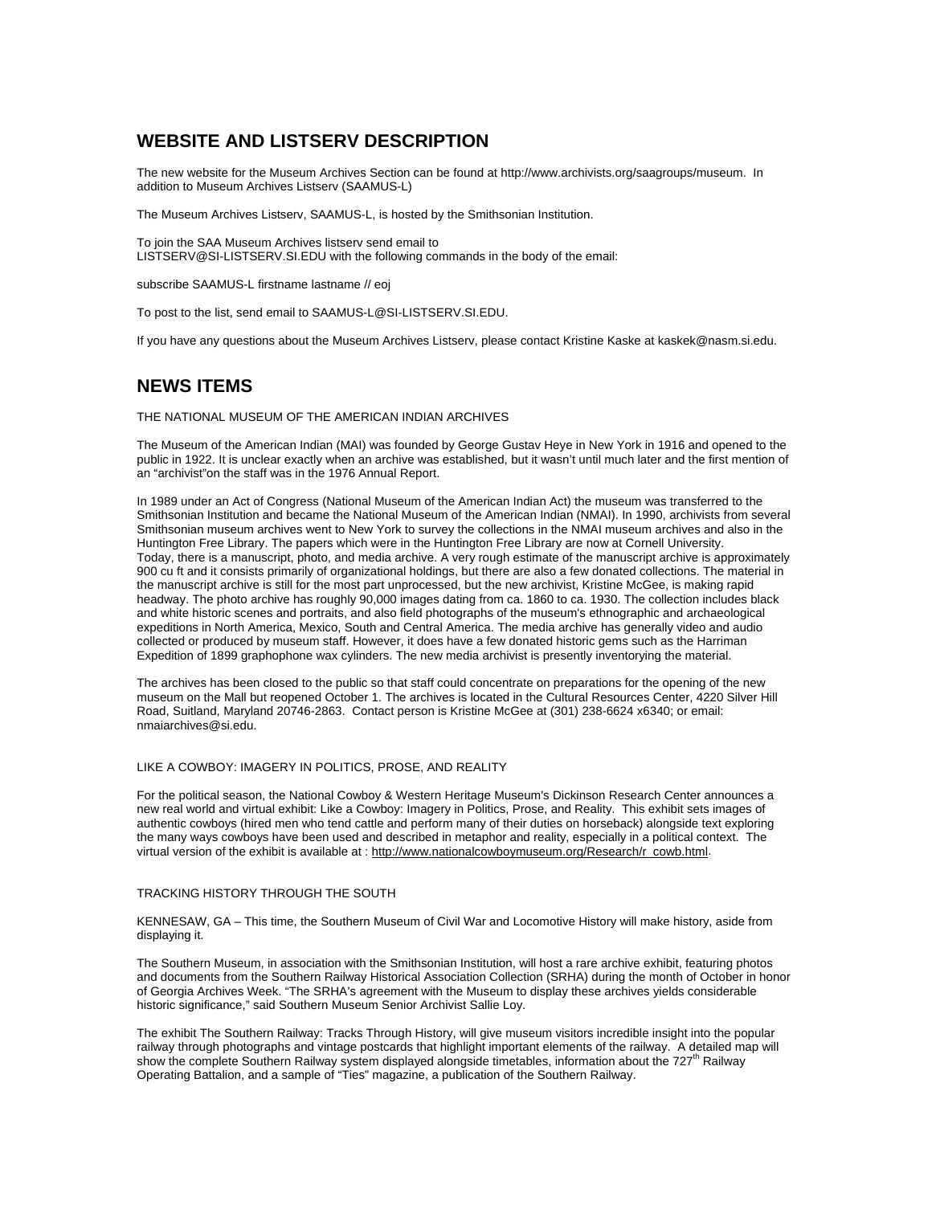## WEBSITE AND LISTSERV DESCRIPTION

The new website for the Museum Archives Section can be found at http://www.archivists.org/saagroups/museum. In addition to Museum Archives Listserv (SAAMUS-L)

The Museum Archives Listserv, SAAMUS-L, is hosted by the Smithsonian Institution.

To join the SAA Museum Archives listserv send email to LISTSERV@SI-LISTSERV.SI.EDU with the following commands in the body of the email:

subscribe SAAMUS-L firstname lastname // eoj

To post to the list, send email to SAAMUS-L@SI-LISTSERV.SI.EDU.

If you have any questions about the Museum Archives Listserv, please contact Kristine Kaske at kaskek@nasm.si.edu.

## NEWS ITEMS

THE NATIONAL MUSEUM OF THE AMERICAN INDIAN ARCHIVES

The Museum of the American Indian (MAI) was founded by George Gustav Heye in New York in 1916 and opened to the public in 1922. It is unclear exactly when an archive was established, but it wasn't until much later and the first mention of an "archivist"on the staff was in the 1976 Annual Report.

In 1989 under an Act of Congress (National Museum of the American Indian Act) the museum was transferred to the Smithsonian Institution and became the National Museum of the American Indian (NMAI). In 1990, archivists from several Smithsonian museum archives went to New York to survey the collections in the NMAI museum archives and also in the Huntington Free Library. The papers which were in the Huntington Free Library are now at Cornell University.
Today, there is a manuscript, photo, and media archive. A very rough estimate of the manuscript archive is approximately 900 cu ft and it consists primarily of organizational holdings, but there are also a few donated collections. The material in the manuscript archive is still for the most part unprocessed, but the new archivist, Kristine McGee, is making rapid headway. The photo archive has roughly 90,000 images dating from ca. 1860 to ca. 1930. The collection includes black and white historic scenes and portraits, and also field photographs of the museum's ethnographic and archaeological expeditions in North America, Mexico, South and Central America. The media archive has generally video and audio collected or produced by museum staff. However, it does have a few donated historic gems such as the Harriman Expedition of 1899 graphophone wax cylinders. The new media archivist is presently inventorying the material.

The archives has been closed to the public so that staff could concentrate on preparations for the opening of the new museum on the Mall but reopened October 1. The archives is located in the Cultural Resources Center, 4220 Silver Hill Road, Suitland, Maryland 20746-2863. Contact person is Kristine McGee at (301) 238-6624 x6340; or email: nmaiarchives@si.edu.

LIKE A COWBOY: IMAGERY IN POLITICS, PROSE, AND REALITY

For the political season, the National Cowboy & Western Heritage Museum's Dickinson Research Center announces a new real world and virtual exhibit: Like a Cowboy: Imagery in Politics, Prose, and Reality. This exhibit sets images of authentic cowboys (hired men who tend cattle and perform many of their duties on horseback) alongside text exploring the many ways cowboys have been used and described in metaphor and reality, especially in a political context. The virtual version of the exhibit is available at : http://www.nationalcowboymuseum.org/Research/r_cowb.html.

TRACKING HISTORY THROUGH THE SOUTH

KENNESAW, GA – This time, the Southern Museum of Civil War and Locomotive History will make history, aside from displaying it.

The Southern Museum, in association with the Smithsonian Institution, will host a rare archive exhibit, featuring photos and documents from the Southern Railway Historical Association Collection (SRHA) during the month of October in honor of Georgia Archives Week. "The SRHA's agreement with the Museum to display these archives yields considerable historic significance," said Southern Museum Senior Archivist Sallie Loy.

The exhibit The Southern Railway: Tracks Through History, will give museum visitors incredible insight into the popular railway through photographs and vintage postcards that highlight important elements of the railway. A detailed map will show the complete Southern Railway system displayed alongside timetables, information about the 727th Railway Operating Battalion, and a sample of "Ties" magazine, a publication of the Southern Railway.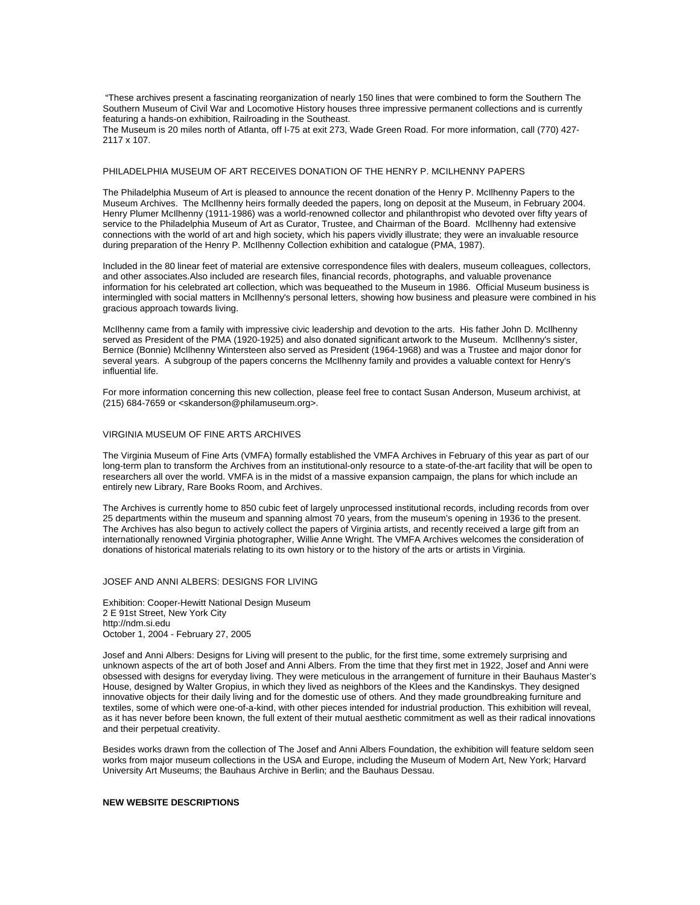"These archives present a fascinating reorganization of nearly 150 lines that were combined to form the Southern The Southern Museum of Civil War and Locomotive History houses three impressive permanent collections and is currently featuring a hands-on exhibition, Railroading in the Southeast.
The Museum is 20 miles north of Atlanta, off I-75 at exit 273, Wade Green Road. For more information, call (770) 427-2117 x 107.

PHILADELPHIA MUSEUM OF ART RECEIVES DONATION OF THE HENRY P. MCILHENNY PAPERS

The Philadelphia Museum of Art is pleased to announce the recent donation of the Henry P. McIlhenny Papers to the Museum Archives. The McIlhenny heirs formally deeded the papers, long on deposit at the Museum, in February 2004. Henry Plumer McIlhenny (1911-1986) was a world-renowned collector and philanthropist who devoted over fifty years of service to the Philadelphia Museum of Art as Curator, Trustee, and Chairman of the Board. McIlhenny had extensive connections with the world of art and high society, which his papers vividly illustrate; they were an invaluable resource during preparation of the Henry P. McIlhenny Collection exhibition and catalogue (PMA, 1987).

Included in the 80 linear feet of material are extensive correspondence files with dealers, museum colleagues, collectors, and other associates.Also included are research files, financial records, photographs, and valuable provenance information for his celebrated art collection, which was bequeathed to the Museum in 1986. Official Museum business is intermingled with social matters in McIlhenny's personal letters, showing how business and pleasure were combined in his gracious approach towards living.

McIlhenny came from a family with impressive civic leadership and devotion to the arts. His father John D. McIlhenny served as President of the PMA (1920-1925) and also donated significant artwork to the Museum. McIlhenny's sister, Bernice (Bonnie) McIlhenny Wintersteen also served as President (1964-1968) and was a Trustee and major donor for several years. A subgroup of the papers concerns the McIlhenny family and provides a valuable context for Henry's influential life.

For more information concerning this new collection, please feel free to contact Susan Anderson, Museum archivist, at (215) 684-7659 or <skanderson@philamuseum.org>.

VIRGINIA MUSEUM OF FINE ARTS ARCHIVES

The Virginia Museum of Fine Arts (VMFA) formally established the VMFA Archives in February of this year as part of our long-term plan to transform the Archives from an institutional-only resource to a state-of-the-art facility that will be open to researchers all over the world. VMFA is in the midst of a massive expansion campaign, the plans for which include an entirely new Library, Rare Books Room, and Archives.

The Archives is currently home to 850 cubic feet of largely unprocessed institutional records, including records from over 25 departments within the museum and spanning almost 70 years, from the museum's opening in 1936 to the present. The Archives has also begun to actively collect the papers of Virginia artists, and recently received a large gift from an internationally renowned Virginia photographer, Willie Anne Wright. The VMFA Archives welcomes the consideration of donations of historical materials relating to its own history or to the history of the arts or artists in Virginia.

JOSEF AND ANNI ALBERS: DESIGNS FOR LIVING

Exhibition: Cooper-Hewitt National Design Museum
2 E 91st Street, New York City
http://ndm.si.edu
October 1, 2004 - February 27, 2005

Josef and Anni Albers: Designs for Living will present to the public, for the first time, some extremely surprising and unknown aspects of the art of both Josef and Anni Albers. From the time that they first met in 1922, Josef and Anni were obsessed with designs for everyday living. They were meticulous in the arrangement of furniture in their Bauhaus Master's House, designed by Walter Gropius, in which they lived as neighbors of the Klees and the Kandinskys. They designed innovative objects for their daily living and for the domestic use of others. And they made groundbreaking furniture and textiles, some of which were one-of-a-kind, with other pieces intended for industrial production. This exhibition will reveal, as it has never before been known, the full extent of their mutual aesthetic commitment as well as their radical innovations and their perpetual creativity.

Besides works drawn from the collection of The Josef and Anni Albers Foundation, the exhibition will feature seldom seen works from major museum collections in the USA and Europe, including the Museum of Modern Art, New York; Harvard University Art Museums; the Bauhaus Archive in Berlin; and the Bauhaus Dessau.

**NEW WEBSITE DESCRIPTIONS**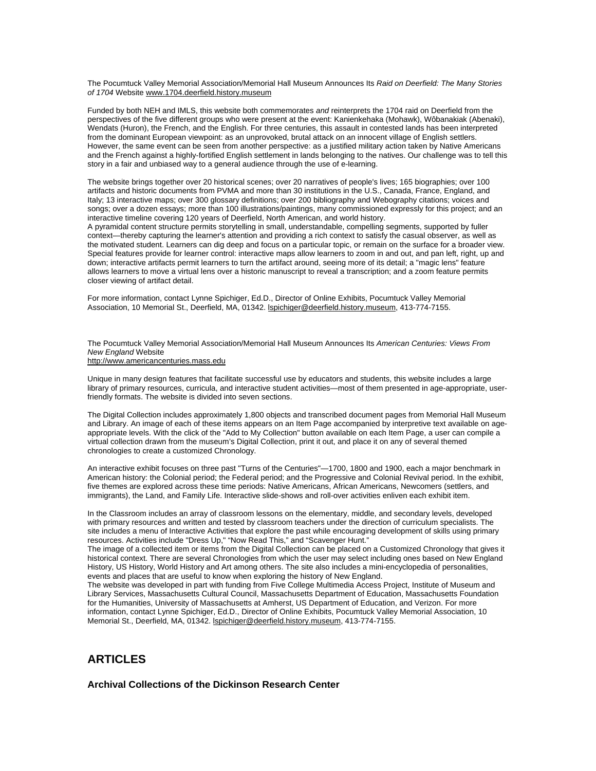The Pocumtuck Valley Memorial Association/Memorial Hall Museum Announces Its *Raid on Deerfield: The Many Stories of 1704* Website www.1704.deerfield.history.museum

Funded by both NEH and IMLS, this website both commemorates *and* reinterprets the 1704 raid on Deerfield from the perspectives of the five different groups who were present at the event: Kanienkehaka (Mohawk), Wôbanakiak (Abenaki), Wendats (Huron), the French, and the English. For three centuries, this assault in contested lands has been interpreted from the dominant European viewpoint: as an unprovoked, brutal attack on an innocent village of English settlers. However, the same event can be seen from another perspective: as a justified military action taken by Native Americans and the French against a highly-fortified English settlement in lands belonging to the natives. Our challenge was to tell this story in a fair and unbiased way to a general audience through the use of e-learning.

The website brings together over 20 historical scenes; over 20 narratives of people's lives; 165 biographies; over 100 artifacts and historic documents from PVMA and more than 30 institutions in the U.S., Canada, France, England, and Italy; 13 interactive maps; over 300 glossary definitions; over 200 bibliography and Webography citations; voices and songs; over a dozen essays; more than 100 illustrations/paintings, many commissioned expressly for this project; and an interactive timeline covering 120 years of Deerfield, North American, and world history.

A pyramidal content structure permits storytelling in small, understandable, compelling segments, supported by fuller context—thereby capturing the learner's attention and providing a rich context to satisfy the casual observer, as well as the motivated student. Learners can dig deep and focus on a particular topic, or remain on the surface for a broader view. Special features provide for learner control: interactive maps allow learners to zoom in and out, and pan left, right, up and down; interactive artifacts permit learners to turn the artifact around, seeing more of its detail; a "magic lens" feature allows learners to move a virtual lens over a historic manuscript to reveal a transcription; and a zoom feature permits closer viewing of artifact detail.

For more information, contact Lynne Spichiger, Ed.D., Director of Online Exhibits, Pocumtuck Valley Memorial Association, 10 Memorial St., Deerfield, MA, 01342. lspichiger@deerfield.history.museum, 413-774-7155.

The Pocumtuck Valley Memorial Association/Memorial Hall Museum Announces Its *American Centuries: Views From New England* Website
http://www.americancenturies.mass.edu

Unique in many design features that facilitate successful use by educators and students, this website includes a large library of primary resources, curricula, and interactive student activities—most of them presented in age-appropriate, user-friendly formats. The website is divided into seven sections.

The Digital Collection includes approximately 1,800 objects and transcribed document pages from Memorial Hall Museum and Library. An image of each of these items appears on an Item Page accompanied by interpretive text available on age-appropriate levels. With the click of the "Add to My Collection" button available on each Item Page, a user can compile a virtual collection drawn from the museum's Digital Collection, print it out, and place it on any of several themed chronologies to create a customized Chronology.

An interactive exhibit focuses on three past "Turns of the Centuries"—1700, 1800 and 1900, each a major benchmark in American history: the Colonial period; the Federal period; and the Progressive and Colonial Revival period. In the exhibit, five themes are explored across these time periods: Native Americans, African Americans, Newcomers (settlers, and immigrants), the Land, and Family Life. Interactive slide-shows and roll-over activities enliven each exhibit item.

In the Classroom includes an array of classroom lessons on the elementary, middle, and secondary levels, developed with primary resources and written and tested by classroom teachers under the direction of curriculum specialists. The site includes a menu of Interactive Activities that explore the past while encouraging development of skills using primary resources. Activities include "Dress Up," "Now Read This," and "Scavenger Hunt."

The image of a collected item or items from the Digital Collection can be placed on a Customized Chronology that gives it historical context. There are several Chronologies from which the user may select including ones based on New England History, US History, World History and Art among others. The site also includes a mini-encyclopedia of personalities, events and places that are useful to know when exploring the history of New England.

The website was developed in part with funding from Five College Multimedia Access Project, Institute of Museum and Library Services, Massachusetts Cultural Council, Massachusetts Department of Education, Massachusetts Foundation for the Humanities, University of Massachusetts at Amherst, US Department of Education, and Verizon. For more information, contact Lynne Spichiger, Ed.D., Director of Online Exhibits, Pocumtuck Valley Memorial Association, 10 Memorial St., Deerfield, MA, 01342. lspichiger@deerfield.history.museum, 413-774-7155.

## ARTICLES

### Archival Collections of the Dickinson Research Center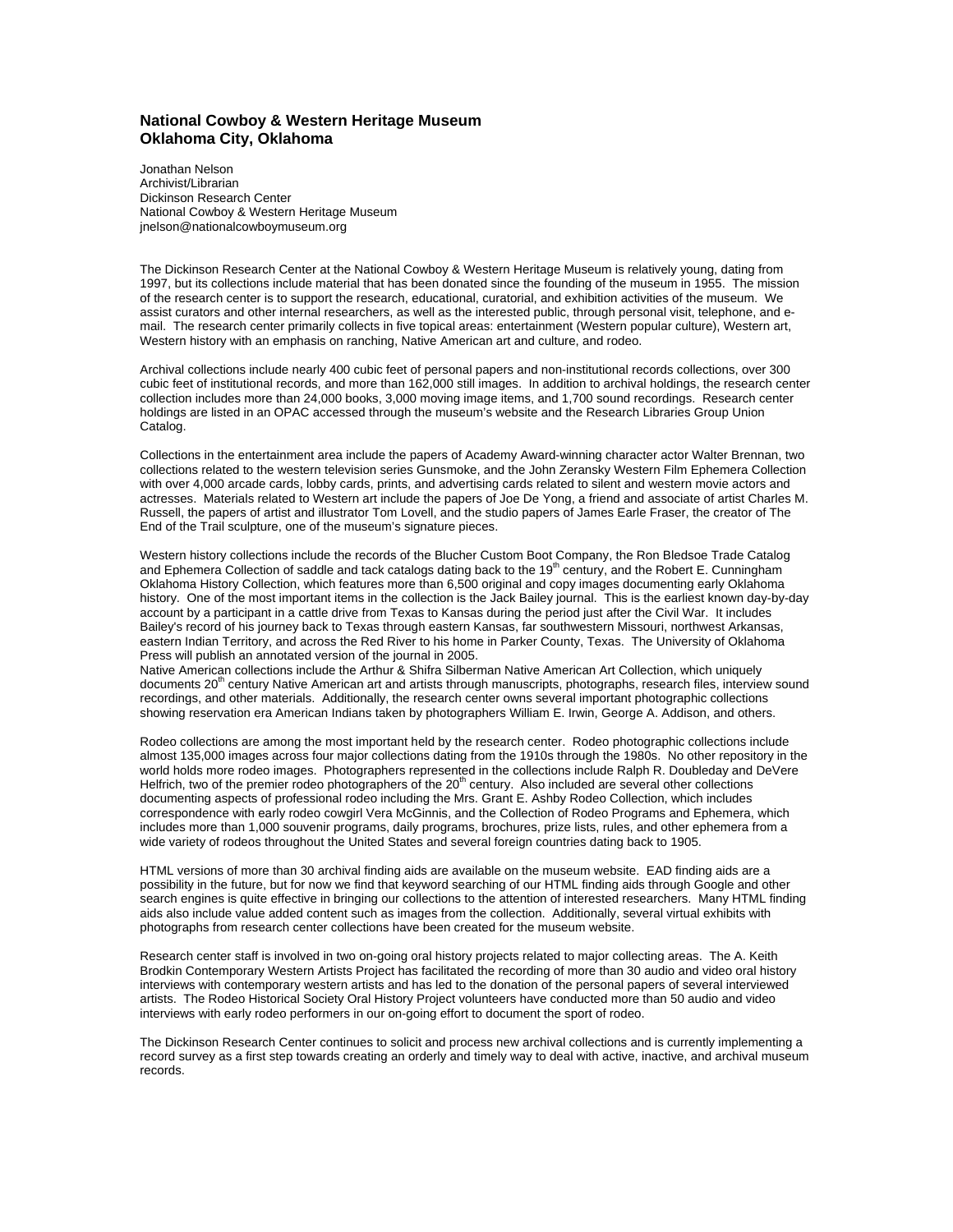## National Cowboy & Western Heritage Museum
## Oklahoma City, Oklahoma

Jonathan Nelson
Archivist/Librarian
Dickinson Research Center
National Cowboy & Western Heritage Museum
jnelson@nationalcowboymuseum.org

The Dickinson Research Center at the National Cowboy & Western Heritage Museum is relatively young, dating from 1997, but its collections include material that has been donated since the founding of the museum in 1955. The mission of the research center is to support the research, educational, curatorial, and exhibition activities of the museum. We assist curators and other internal researchers, as well as the interested public, through personal visit, telephone, and e-mail. The research center primarily collects in five topical areas: entertainment (Western popular culture), Western art, Western history with an emphasis on ranching, Native American art and culture, and rodeo.

Archival collections include nearly 400 cubic feet of personal papers and non-institutional records collections, over 300 cubic feet of institutional records, and more than 162,000 still images. In addition to archival holdings, the research center collection includes more than 24,000 books, 3,000 moving image items, and 1,700 sound recordings. Research center holdings are listed in an OPAC accessed through the museum's website and the Research Libraries Group Union Catalog.

Collections in the entertainment area include the papers of Academy Award-winning character actor Walter Brennan, two collections related to the western television series Gunsmoke, and the John Zeransky Western Film Ephemera Collection with over 4,000 arcade cards, lobby cards, prints, and advertising cards related to silent and western movie actors and actresses. Materials related to Western art include the papers of Joe De Yong, a friend and associate of artist Charles M. Russell, the papers of artist and illustrator Tom Lovell, and the studio papers of James Earle Fraser, the creator of The End of the Trail sculpture, one of the museum's signature pieces.

Western history collections include the records of the Blucher Custom Boot Company, the Ron Bledsoe Trade Catalog and Ephemera Collection of saddle and tack catalogs dating back to the 19th century, and the Robert E. Cunningham Oklahoma History Collection, which features more than 6,500 original and copy images documenting early Oklahoma history. One of the most important items in the collection is the Jack Bailey journal. This is the earliest known day-by-day account by a participant in a cattle drive from Texas to Kansas during the period just after the Civil War. It includes Bailey's record of his journey back to Texas through eastern Kansas, far southwestern Missouri, northwest Arkansas, eastern Indian Territory, and across the Red River to his home in Parker County, Texas. The University of Oklahoma Press will publish an annotated version of the journal in 2005.

Native American collections include the Arthur & Shifra Silberman Native American Art Collection, which uniquely documents 20th century Native American art and artists through manuscripts, photographs, research files, interview sound recordings, and other materials. Additionally, the research center owns several important photographic collections showing reservation era American Indians taken by photographers William E. Irwin, George A. Addison, and others.

Rodeo collections are among the most important held by the research center. Rodeo photographic collections include almost 135,000 images across four major collections dating from the 1910s through the 1980s. No other repository in the world holds more rodeo images. Photographers represented in the collections include Ralph R. Doubleday and DeVere Helfrich, two of the premier rodeo photographers of the 20th century. Also included are several other collections documenting aspects of professional rodeo including the Mrs. Grant E. Ashby Rodeo Collection, which includes correspondence with early rodeo cowgirl Vera McGinnis, and the Collection of Rodeo Programs and Ephemera, which includes more than 1,000 souvenir programs, daily programs, brochures, prize lists, rules, and other ephemera from a wide variety of rodeos throughout the United States and several foreign countries dating back to 1905.

HTML versions of more than 30 archival finding aids are available on the museum website. EAD finding aids are a possibility in the future, but for now we find that keyword searching of our HTML finding aids through Google and other search engines is quite effective in bringing our collections to the attention of interested researchers. Many HTML finding aids also include value added content such as images from the collection. Additionally, several virtual exhibits with photographs from research center collections have been created for the museum website.

Research center staff is involved in two on-going oral history projects related to major collecting areas. The A. Keith Brodkin Contemporary Western Artists Project has facilitated the recording of more than 30 audio and video oral history interviews with contemporary western artists and has led to the donation of the personal papers of several interviewed artists. The Rodeo Historical Society Oral History Project volunteers have conducted more than 50 audio and video interviews with early rodeo performers in our on-going effort to document the sport of rodeo.

The Dickinson Research Center continues to solicit and process new archival collections and is currently implementing a record survey as a first step towards creating an orderly and timely way to deal with active, inactive, and archival museum records.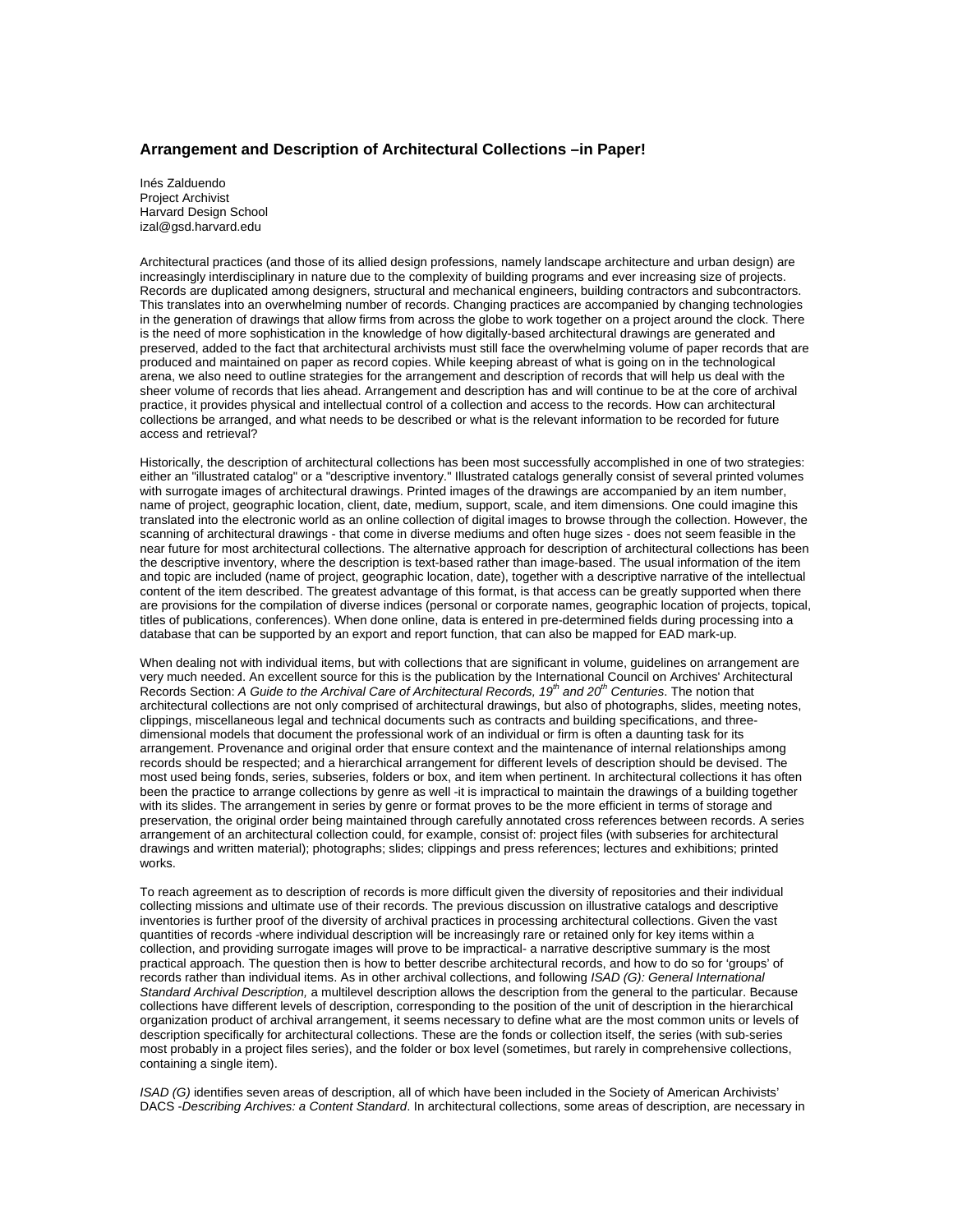### Arrangement and Description of Architectural Collections –in Paper!

Inés Zalduendo
Project Archivist
Harvard Design School
izal@gsd.harvard.edu

Architectural practices (and those of its allied design professions, namely landscape architecture and urban design) are increasingly interdisciplinary in nature due to the complexity of building programs and ever increasing size of projects. Records are duplicated among designers, structural and mechanical engineers, building contractors and subcontractors. This translates into an overwhelming number of records. Changing practices are accompanied by changing technologies in the generation of drawings that allow firms from across the globe to work together on a project around the clock. There is the need of more sophistication in the knowledge of how digitally-based architectural drawings are generated and preserved, added to the fact that architectural archivists must still face the overwhelming volume of paper records that are produced and maintained on paper as record copies. While keeping abreast of what is going on in the technological arena, we also need to outline strategies for the arrangement and description of records that will help us deal with the sheer volume of records that lies ahead. Arrangement and description has and will continue to be at the core of archival practice, it provides physical and intellectual control of a collection and access to the records. How can architectural collections be arranged, and what needs to be described or what is the relevant information to be recorded for future access and retrieval?

Historically, the description of architectural collections has been most successfully accomplished in one of two strategies: either an "illustrated catalog" or a "descriptive inventory." Illustrated catalogs generally consist of several printed volumes with surrogate images of architectural drawings. Printed images of the drawings are accompanied by an item number, name of project, geographic location, client, date, medium, support, scale, and item dimensions. One could imagine this translated into the electronic world as an online collection of digital images to browse through the collection. However, the scanning of architectural drawings - that come in diverse mediums and often huge sizes - does not seem feasible in the near future for most architectural collections. The alternative approach for description of architectural collections has been the descriptive inventory, where the description is text-based rather than image-based. The usual information of the item and topic are included (name of project, geographic location, date), together with a descriptive narrative of the intellectual content of the item described. The greatest advantage of this format, is that access can be greatly supported when there are provisions for the compilation of diverse indices (personal or corporate names, geographic location of projects, topical, titles of publications, conferences). When done online, data is entered in pre-determined fields during processing into a database that can be supported by an export and report function, that can also be mapped for EAD mark-up.

When dealing not with individual items, but with collections that are significant in volume, guidelines on arrangement are very much needed. An excellent source for this is the publication by the International Council on Archives' Architectural Records Section: *A Guide to the Archival Care of Architectural Records, 19th and 20th Centuries*. The notion that architectural collections are not only comprised of architectural drawings, but also of photographs, slides, meeting notes, clippings, miscellaneous legal and technical documents such as contracts and building specifications, and three-dimensional models that document the professional work of an individual or firm is often a daunting task for its arrangement. Provenance and original order that ensure context and the maintenance of internal relationships among records should be respected; and a hierarchical arrangement for different levels of description should be devised. The most used being fonds, series, subseries, folders or box, and item when pertinent. In architectural collections it has often been the practice to arrange collections by genre as well -it is impractical to maintain the drawings of a building together with its slides. The arrangement in series by genre or format proves to be the more efficient in terms of storage and preservation, the original order being maintained through carefully annotated cross references between records. A series arrangement of an architectural collection could, for example, consist of: project files (with subseries for architectural drawings and written material); photographs; slides; clippings and press references; lectures and exhibitions; printed works.

To reach agreement as to description of records is more difficult given the diversity of repositories and their individual collecting missions and ultimate use of their records. The previous discussion on illustrative catalogs and descriptive inventories is further proof of the diversity of archival practices in processing architectural collections. Given the vast quantities of records -where individual description will be increasingly rare or retained only for key items within a collection, and providing surrogate images will prove to be impractical- a narrative descriptive summary is the most practical approach. The question then is how to better describe architectural records, and how to do so for 'groups' of records rather than individual items. As in other archival collections, and following *ISAD (G): General International Standard Archival Description,* a multilevel description allows the description from the general to the particular. Because collections have different levels of description, corresponding to the position of the unit of description in the hierarchical organization product of archival arrangement, it seems necessary to define what are the most common units or levels of description specifically for architectural collections. These are the fonds or collection itself, the series (with sub-series most probably in a project files series), and the folder or box level (sometimes, but rarely in comprehensive collections, containing a single item).

*ISAD (G)* identifies seven areas of description, all of which have been included in the Society of American Archivists' DACS -*Describing Archives: a Content Standard*. In architectural collections, some areas of description, are necessary in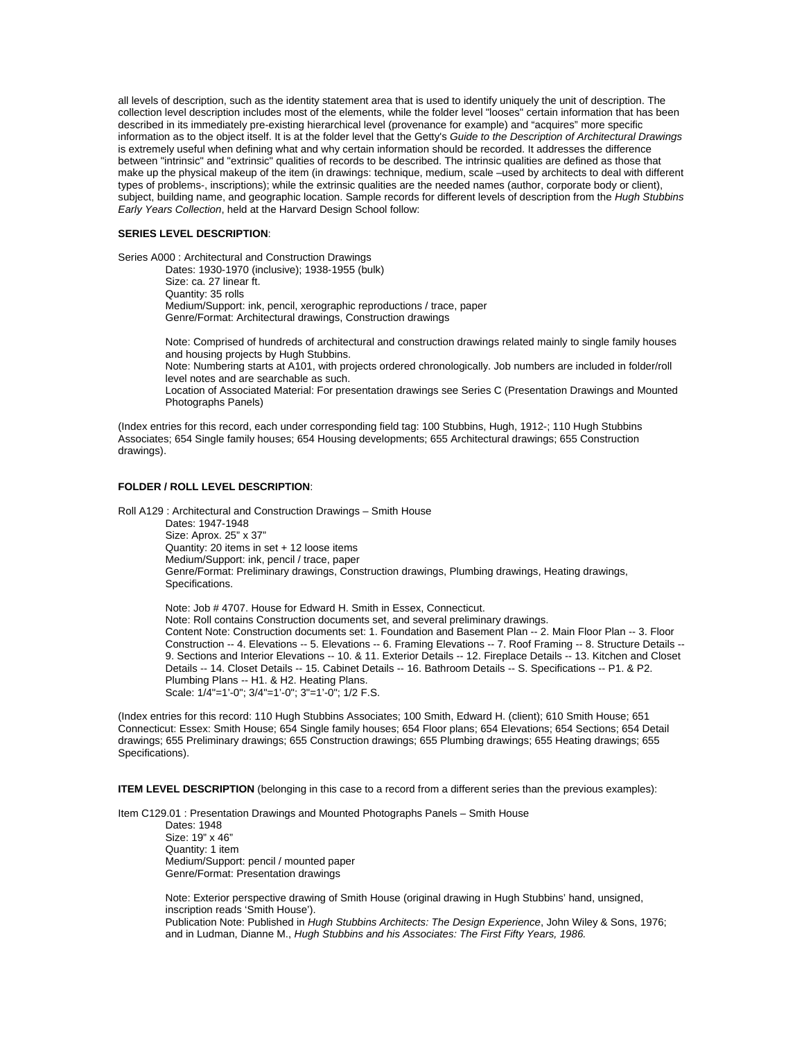all levels of description, such as the identity statement area that is used to identify uniquely the unit of description. The collection level description includes most of the elements, while the folder level "looses" certain information that has been described in its immediately pre-existing hierarchical level (provenance for example) and "acquires" more specific information as to the object itself. It is at the folder level that the Getty's *Guide to the Description of Architectural Drawings* is extremely useful when defining what and why certain information should be recorded. It addresses the difference between "intrinsic" and "extrinsic" qualities of records to be described. The intrinsic qualities are defined as those that make up the physical makeup of the item (in drawings: technique, medium, scale –used by architects to deal with different types of problems-, inscriptions); while the extrinsic qualities are the needed names (author, corporate body or client), subject, building name, and geographic location. Sample records for different levels of description from the *Hugh Stubbins Early Years Collection*, held at the Harvard Design School follow:

**SERIES LEVEL DESCRIPTION**:

Series A000 : Architectural and Construction Drawings

> Dates: 1930-1970 (inclusive); 1938-1955 (bulk)
> Size: ca. 27 linear ft.
> Quantity: 35 rolls
> Medium/Support: ink, pencil, xerographic reproductions / trace, paper
> Genre/Format: Architectural drawings, Construction drawings
>
> Note: Comprised of hundreds of architectural and construction drawings related mainly to single family houses and housing projects by Hugh Stubbins.
> Note: Numbering starts at A101, with projects ordered chronologically. Job numbers are included in folder/roll level notes and are searchable as such.
> Location of Associated Material: For presentation drawings see Series C (Presentation Drawings and Mounted Photographs Panels)

(Index entries for this record, each under corresponding field tag: 100 Stubbins, Hugh, 1912-; 110 Hugh Stubbins Associates; 654 Single family houses; 654 Housing developments; 655 Architectural drawings; 655 Construction drawings).

**FOLDER / ROLL LEVEL DESCRIPTION**:

Roll A129 : Architectural and Construction Drawings – Smith House

> Dates: 1947-1948
> Size: Aprox. 25" x 37"
> Quantity: 20 items in set + 12 loose items
> Medium/Support: ink, pencil / trace, paper
> Genre/Format: Preliminary drawings, Construction drawings, Plumbing drawings, Heating drawings, Specifications.
>
> Note: Job # 4707. House for Edward H. Smith in Essex, Connecticut.
> Note: Roll contains Construction documents set, and several preliminary drawings.
> Content Note: Construction documents set: 1. Foundation and Basement Plan -- 2. Main Floor Plan -- 3. Floor Construction -- 4. Elevations -- 5. Elevations -- 6. Framing Elevations -- 7. Roof Framing -- 8. Structure Details -- 9. Sections and Interior Elevations -- 10. & 11. Exterior Details -- 12. Fireplace Details -- 13. Kitchen and Closet Details -- 14. Closet Details -- 15. Cabinet Details -- 16. Bathroom Details -- S. Specifications -- P1. & P2. Plumbing Plans -- H1. & H2. Heating Plans.
> Scale: 1/4"=1'-0"; 3/4"=1'-0"; 3"=1'-0"; 1/2 F.S.

(Index entries for this record: 110 Hugh Stubbins Associates; 100 Smith, Edward H. (client); 610 Smith House; 651 Connecticut: Essex: Smith House; 654 Single family houses; 654 Floor plans; 654 Elevations; 654 Sections; 654 Detail drawings; 655 Preliminary drawings; 655 Construction drawings; 655 Plumbing drawings; 655 Heating drawings; 655 Specifications).

**ITEM LEVEL DESCRIPTION** (belonging in this case to a record from a different series than the previous examples):

Item C129.01 : Presentation Drawings and Mounted Photographs Panels – Smith House

> Dates: 1948
> Size: 19" x 46"
> Quantity: 1 item
> Medium/Support: pencil / mounted paper
> Genre/Format: Presentation drawings
>
> Note: Exterior perspective drawing of Smith House (original drawing in Hugh Stubbins' hand, unsigned, inscription reads 'Smith House').
> Publication Note: Published in *Hugh Stubbins Architects: The Design Experience*, John Wiley & Sons, 1976; and in Ludman, Dianne M., *Hugh Stubbins and his Associates: The First Fifty Years, 1986.*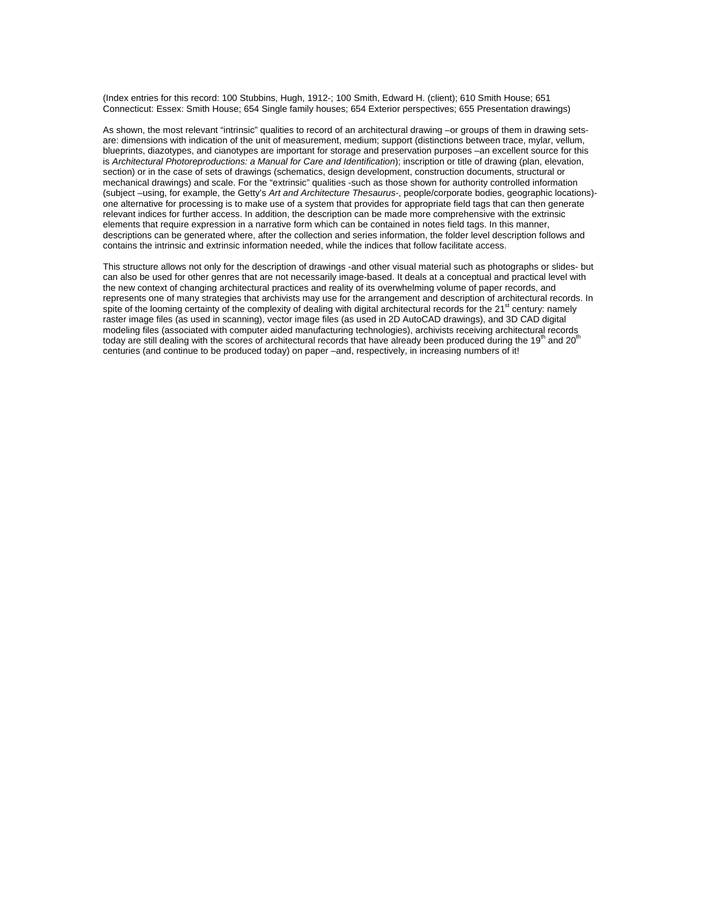(Index entries for this record: 100 Stubbins, Hugh, 1912-; 100 Smith, Edward H. (client); 610 Smith House; 651 Connecticut: Essex: Smith House; 654 Single family houses; 654 Exterior perspectives; 655 Presentation drawings)

As shown, the most relevant "intrinsic" qualities to record of an architectural drawing –or groups of them in drawing sets- are: dimensions with indication of the unit of measurement, medium; support (distinctions between trace, mylar, vellum, blueprints, diazotypes, and cianotypes are important for storage and preservation purposes –an excellent source for this is *Architectural Photoreproductions: a Manual for Care and Identification*); inscription or title of drawing (plan, elevation, section) or in the case of sets of drawings (schematics, design development, construction documents, structural or mechanical drawings) and scale. For the "extrinsic" qualities -such as those shown for authority controlled information (subject –using, for example, the Getty's *Art and Architecture Thesaurus*-, people/corporate bodies, geographic locations)- one alternative for processing is to make use of a system that provides for appropriate field tags that can then generate relevant indices for further access. In addition, the description can be made more comprehensive with the extrinsic elements that require expression in a narrative form which can be contained in notes field tags. In this manner, descriptions can be generated where, after the collection and series information, the folder level description follows and contains the intrinsic and extrinsic information needed, while the indices that follow facilitate access.

This structure allows not only for the description of drawings -and other visual material such as photographs or slides- but can also be used for other genres that are not necessarily image-based. It deals at a conceptual and practical level with the new context of changing architectural practices and reality of its overwhelming volume of paper records, and represents one of many strategies that archivists may use for the arrangement and description of architectural records. In spite of the looming certainty of the complexity of dealing with digital architectural records for the 21st century: namely raster image files (as used in scanning), vector image files (as used in 2D AutoCAD drawings), and 3D CAD digital modeling files (associated with computer aided manufacturing technologies), archivists receiving architectural records today are still dealing with the scores of architectural records that have already been produced during the 19th and 20th centuries (and continue to be produced today) on paper –and, respectively, in increasing numbers of it!